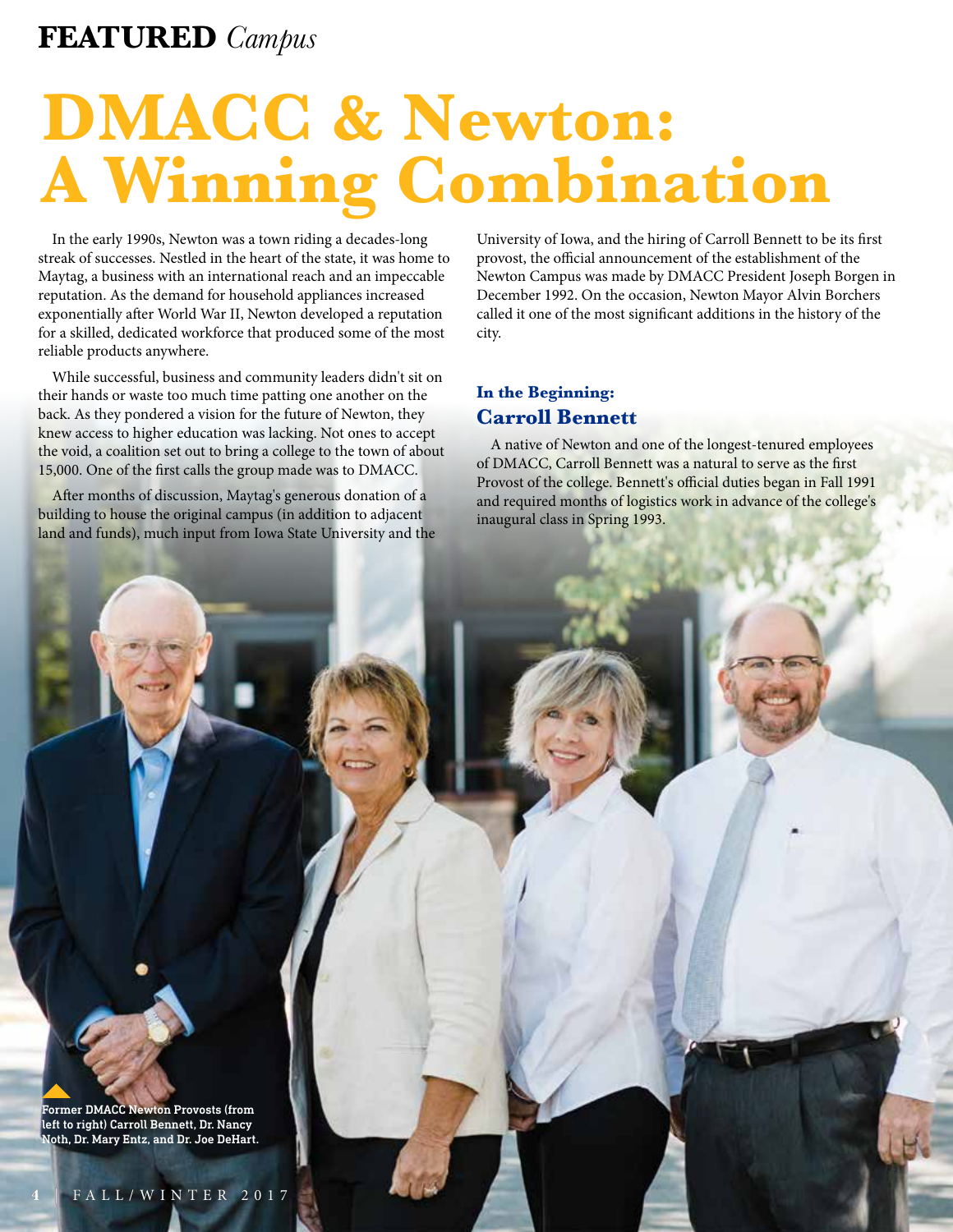**FEATURED** *Campus*

# DMACC & Newton: A Winning Combination

In the early 1990s, Newton was a town riding a decades-long streak of successes. Nestled in the heart of the state, it was home to Maytag, a business with an international reach and an impeccable reputation. As the demand for household appliances increased exponentially after World War II, Newton developed a reputation for a skilled, dedicated workforce that produced some of the most reliable products anywhere.

While successful, business and community leaders didn't sit on their hands or waste too much time patting one another on the back. As they pondered a vision for the future of Newton, they knew access to higher education was lacking. Not ones to accept the void, a coalition set out to bring a college to the town of about 15,000. One of the first calls the group made was to DMACC.

After months of discussion, Maytag's generous donation of a building to house the original campus (in addition to adjacent land and funds), much input from Iowa State University and the University of Iowa, and the hiring of Carroll Bennett to be its first provost, the official announcement of the establishment of the Newton Campus was made by DMACC President Joseph Borgen in December 1992. On the occasion, Newton Mayor Alvin Borchers called it one of the most significant additions in the history of the city.

### In the Beginning: Carroll Bennett

A native of Newton and one of the longest-tenured employees of DMACC, Carroll Bennett was a natural to serve as the first Provost of the college. Bennett's official duties began in Fall 1991 and required months of logistics work in advance of the college's inaugural class in Spring 1993.

**Former DMACC Newton Provosts (from left to right) Carroll Bennett, Dr. Nancy Noth, Dr. Mary Entz, and Dr. Joe DeHart.**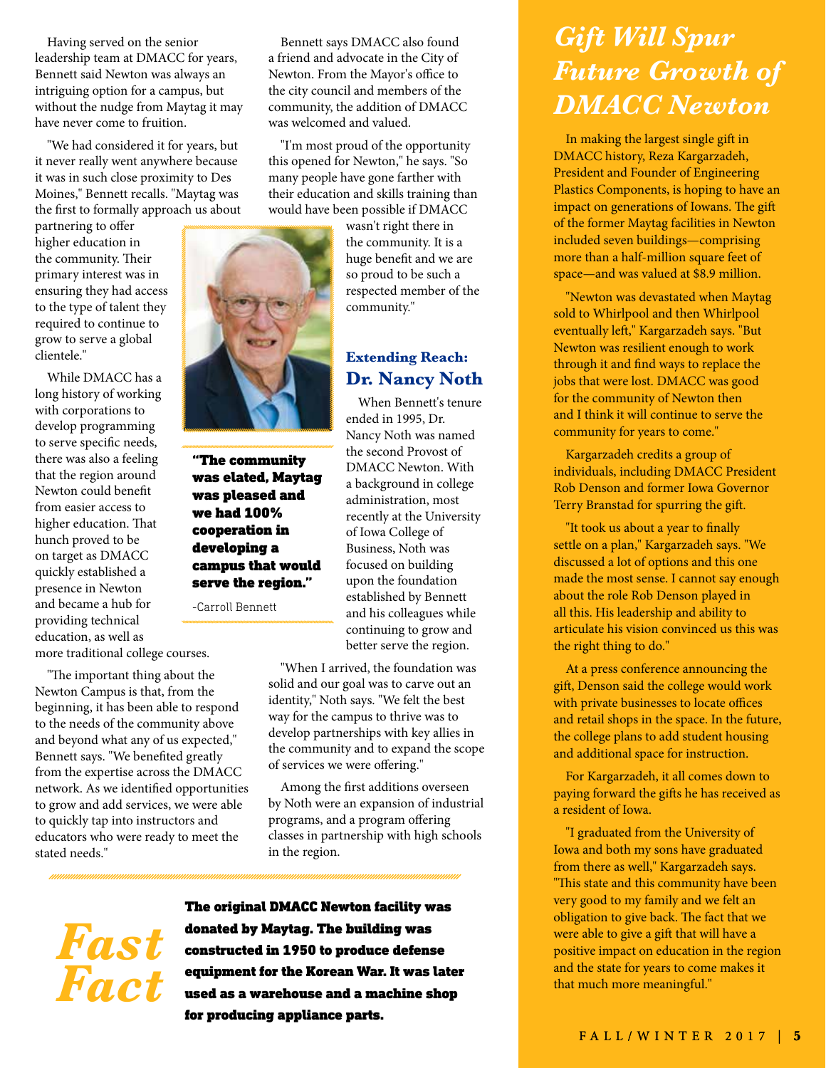Having served on the senior leadership team at DMACC for years, Bennett said Newton was always an intriguing option for a campus, but without the nudge from Maytag it may have never come to fruition.

"We had considered it for years, but it never really went anywhere because it was in such close proximity to Des Moines," Bennett recalls. "Maytag was the first to formally approach us about partnering to offer higher education in the community. Their primary interest was in ensuring they had access to the type of talent they required to continue to grow to serve a global clientele."

While DMACC has a long history of working with corporations to develop programming to serve specific needs, there was also a feeling that the region around Newton could benefit from easier access to higher education. That hunch proved to be on target as DMACC quickly established a presence in Newton and became a hub for providing technical education, as well as more traditional college courses.

"The important thing about the Newton Campus is that, from the beginning, it has been able to respond to the needs of the community above and beyond what any of us expected," Bennett says. "We benefited greatly from the expertise across the DMACC network. As we identified opportunities to grow and add services, we were able to quickly tap into instructors and educators who were ready to meet the stated needs."

**"The community was elated, Maytag was pleased and we had 100% cooperation in developing a campus that would serve the region."**

-Carroll Bennett

Bennett says DMACC also found a friend and advocate in the City of Newton. From the Mayor's office to the city council and members of the community, the addition of DMACC was welcomed and valued.

"I'm most proud of the opportunity this opened for Newton," he says. "So many people have gone farther with their education and skills training than would have been possible if DMACC wasn't right there in the community. It is a huge benefit and we are so proud to be such a respected member of the community."

### Extending Reach: Dr. Nancy Noth

When Bennett's tenure ended in 1995, Dr. Nancy Noth was named the second Provost of DMACC Newton. With a background in college administration, most recently at the University of Iowa College of Business, Noth was focused on building upon the foundation established by Bennett and his colleagues while continuing to grow and better serve the region.

"When I arrived, the foundation was solid and our goal was to carve out an identity," Noth says. "We felt the best way for the campus to thrive was to develop partnerships with key allies in the community and to expand the scope of services we were offering."

Among the first additions overseen by Noth were an expansion of industrial programs, and a program offering classes in partnership with high schools in the region.

## *Fast Fact*

**The original DMACC Newton facility was donated by Maytag. The building was constructed in 1950 to produce defense equipment for the Korean War. It was later used as a warehouse and a machine shop for producing appliance parts.**

## *Gift Will Spur Future Growth of DMACC Newton*

In making the largest single gift in DMACC history, Reza Kargarzadeh, President and Founder of Engineering Plastics Components, is hoping to have an impact on generations of Iowans. The gift of the former Maytag facilities in Newton included seven buildings—comprising more than a half-million square feet of space—and was valued at $8.9 million.

"Newton was devastated when Maytag sold to Whirlpool and then Whirlpool eventually left," Kargarzadeh says. "But Newton was resilient enough to work through it and find ways to replace the jobs that were lost. DMACC was good for the community of Newton then and I think it will continue to serve the community for years to come."

Kargarzadeh credits a group of individuals, including DMACC President Rob Denson and former Iowa Governor Terry Branstad for spurring the gift.

"It took us about a year to finally settle on a plan," Kargarzadeh says. "We discussed a lot of options and this one made the most sense. I cannot say enough about the role Rob Denson played in all this. His leadership and ability to articulate his vision convinced us this was the right thing to do."

At a press conference announcing the gift, Denson said the college would work with private businesses to locate offices and retail shops in the space. In the future, the college plans to add student housing and additional space for instruction.

For Kargarzadeh, it all comes down to paying forward the gifts he has received as a resident of Iowa.

"I graduated from the University of Iowa and both my sons have graduated from there as well," Kargarzadeh says. "This state and this community have been very good to my family and we felt an obligation to give back. The fact that we were able to give a gift that will have a positive impact on education in the region and the state for years to come makes it that much more meaningful."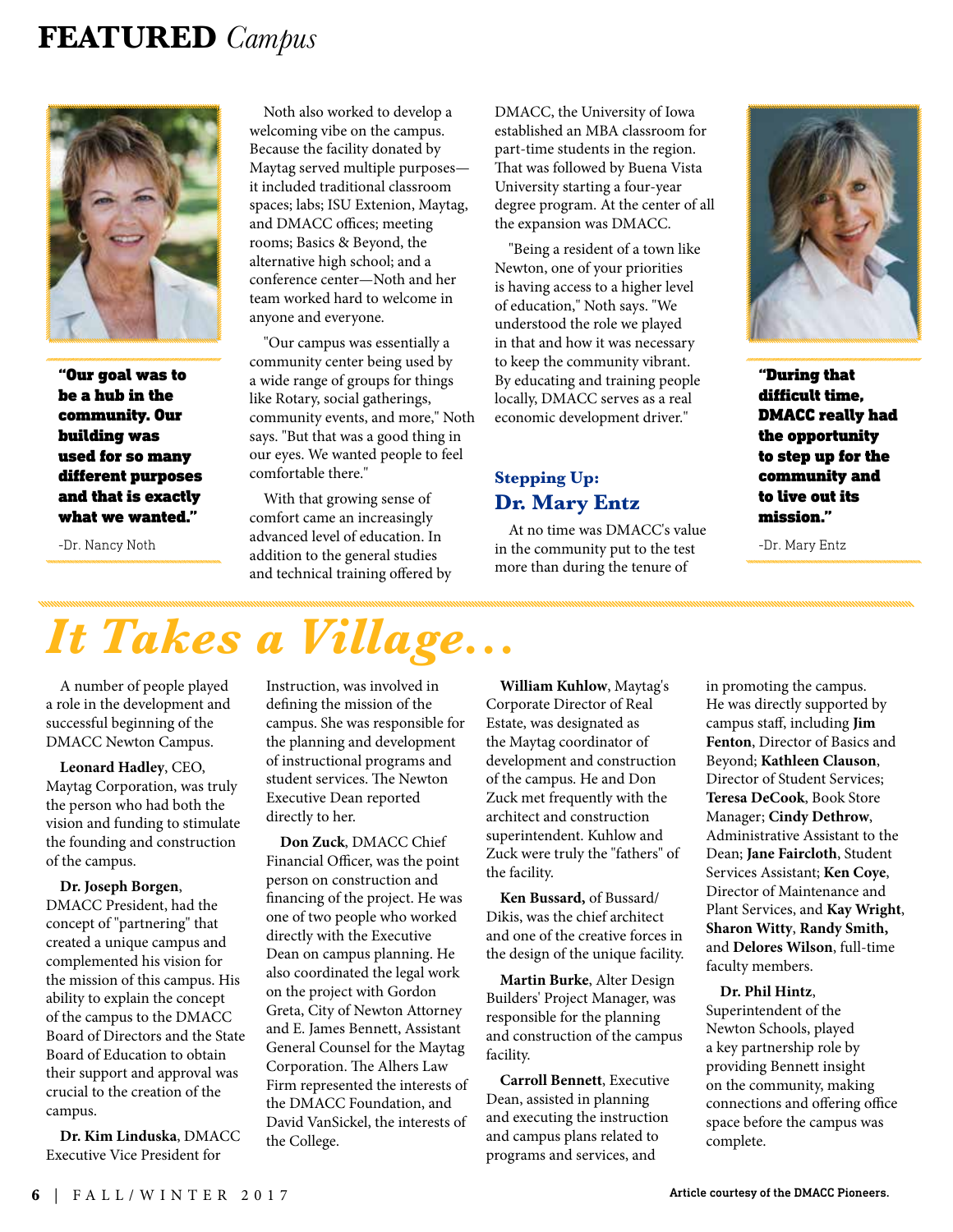# FEATURED *Campus*

**"Our goal was to be a hub in the community. Our building was used for so many different purposes and that is exactly what we wanted."**

-Dr. Nancy Noth

Noth also worked to develop a welcoming vibe on the campus. Because the facility donated by Maytag served multiple purposes—it included traditional classroom spaces; labs; ISU Extenion, Maytag, and DMACC offices; meeting rooms; Basics & Beyond, the alternative high school; and a conference center—Noth and her team worked hard to welcome in anyone and everyone.

"Our campus was essentially a community center being used by a wide range of groups for things like Rotary, social gatherings, community events, and more," Noth says. "But that was a good thing in our eyes. We wanted people to feel comfortable there."

With that growing sense of comfort came an increasingly advanced level of education. In addition to the general studies and technical training offered by DMACC, the University of Iowa established an MBA classroom for part-time students in the region. That was followed by Buena Vista University starting a four-year degree program. At the center of all the expansion was DMACC.

"Being a resident of a town like Newton, one of your priorities is having access to a higher level of education," Noth says. "We understood the role we played in that and how it was necessary to keep the community vibrant. By educating and training people locally, DMACC serves as a real economic development driver."

## Stepping Up: Dr. Mary Entz

At no time was DMACC's value in the community put to the test more than during the tenure of

**"During that difficult time, DMACC really had the opportunity to step up for the community and to live out its mission."**

-Dr. Mary Entz

# *It Takes a Village...*

A number of people played a role in the development and successful beginning of the DMACC Newton Campus.

**Leonard Hadley**, CEO, Maytag Corporation, was truly the person who had both the vision and funding to stimulate the founding and construction of the campus.

**Dr. Joseph Borgen**, DMACC President, had the concept of "partnering" that created a unique campus and complemented his vision for the mission of this campus. His ability to explain the concept of the campus to the DMACC Board of Directors and the State Board of Education to obtain their support and approval was crucial to the creation of the campus.

**Dr. Kim Linduska**, DMACC Executive Vice President for Instruction, was involved in defining the mission of the campus. She was responsible for the planning and development of instructional programs and student services. The Newton Executive Dean reported directly to her.

**Don Zuck**, DMACC Chief Financial Officer, was the point person on construction and financing of the project. He was one of two people who worked directly with the Executive Dean on campus planning. He also coordinated the legal work on the project with Gordon Greta, City of Newton Attorney and E. James Bennett, Assistant General Counsel for the Maytag Corporation. The Alhers Law Firm represented the interests of the DMACC Foundation, and David VanSickel, the interests of the College.

**William Kuhlow**, Maytag's Corporate Director of Real Estate, was designated as the Maytag coordinator of development and construction of the campus. He and Don Zuck met frequently with the architect and construction superintendent. Kuhlow and Zuck were truly the "fathers" of the facility.

**Ken Bussard,** of Bussard/Dikis, was the chief architect and one of the creative forces in the design of the unique facility.

**Martin Burke**, Alter Design Builders' Project Manager, was responsible for the planning and construction of the campus facility.

**Carroll Bennett**, Executive Dean, assisted in planning and executing the instruction and campus plans related to programs and services, and in promoting the campus. He was directly supported by campus staff, including **Jim Fenton**, Director of Basics and Beyond; **Kathleen Clauson**, Director of Student Services; **Teresa DeCook**, Book Store Manager; **Cindy Dethrow**, Administrative Assistant to the Dean; **Jane Faircloth**, Student Services Assistant; **Ken Coye**, Director of Maintenance and Plant Services, and **Kay Wright**, **Sharon Witty**, **Randy Smith,** and **Delores Wilson**, full-time faculty members.

**Dr. Phil Hintz**, Superintendent of the Newton Schools, played a key partnership role by providing Bennett insight on the community, making connections and offering office space before the campus was complete.

**Article courtesy of the DMACC Pioneers.**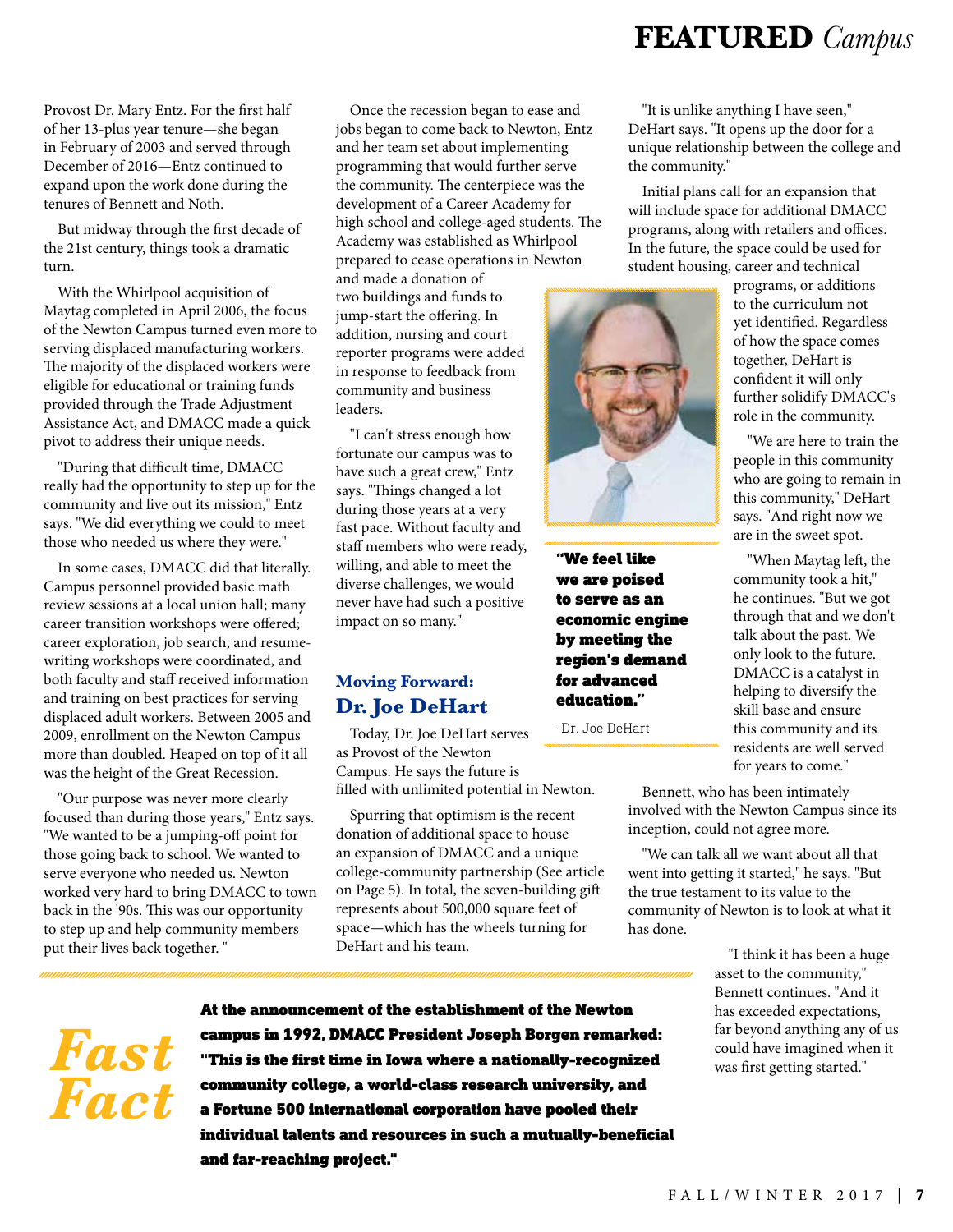Provost Dr. Mary Entz. For the first half of her 13-plus year tenure—she began in February of 2003 and served through December of 2016—Entz continued to expand upon the work done during the tenures of Bennett and Noth.

But midway through the first decade of the 21st century, things took a dramatic turn.

With the Whirlpool acquisition of Maytag completed in April 2006, the focus of the Newton Campus turned even more to serving displaced manufacturing workers. The majority of the displaced workers were eligible for educational or training funds provided through the Trade Adjustment Assistance Act, and DMACC made a quick pivot to address their unique needs.

"During that difficult time, DMACC really had the opportunity to step up for the community and live out its mission," Entz says. "We did everything we could to meet those who needed us where they were."

In some cases, DMACC did that literally. Campus personnel provided basic math review sessions at a local union hall; many career transition workshops were offered; career exploration, job search, and resume-writing workshops were coordinated, and both faculty and staff received information and training on best practices for serving displaced adult workers. Between 2005 and 2009, enrollment on the Newton Campus more than doubled. Heaped on top of it all was the height of the Great Recession.

"Our purpose was never more clearly focused than during those years," Entz says. "We wanted to be a jumping-off point for those going back to school. We wanted to serve everyone who needed us. Newton worked very hard to bring DMACC to town back in the '90s. This was our opportunity to step up and help community members put their lives back together."

Once the recession began to ease and jobs began to come back to Newton, Entz and her team set about implementing programming that would further serve the community. The centerpiece was the development of a Career Academy for high school and college-aged students. The Academy was established as Whirlpool prepared to cease operations in Newton and made a donation of two buildings and funds to jump-start the offering. In addition, nursing and court reporter programs were added in response to feedback from community and business leaders.

"I can't stress enough how fortunate our campus was to have such a great crew," Entz says. "Things changed a lot during those years at a very fast pace. Without faculty and staff members who were ready, willing, and able to meet the diverse challenges, we would never have had such a positive impact on so many."

## Moving Forward: Dr. Joe DeHart

Today, Dr. Joe DeHart serves as Provost of the Newton Campus. He says the future is filled with unlimited potential in Newton.

Spurring that optimism is the recent donation of additional space to house an expansion of DMACC and a unique college-community partnership (See article on Page 5). In total, the seven-building gift represents about 500,000 square feet of space—which has the wheels turning for DeHart and his team.

**"We feel like we are poised to serve as an economic engine by meeting the region's demand for advanced education."**

-Dr. Joe DeHart

"It is unlike anything I have seen," DeHart says. "It opens up the door for a unique relationship between the college and the community."

Initial plans call for an expansion that will include space for additional DMACC programs, along with retailers and offices. In the future, the space could be used for student housing, career and technical programs, or additions to the curriculum not yet identified. Regardless of how the space comes together, DeHart is confident it will only further solidify DMACC's role in the community.

"We are here to train the people in this community who are going to remain in this community," DeHart says. "And right now we are in the sweet spot.

"When Maytag left, the community took a hit," he continues. "But we got through that and we don't talk about the past. We only look to the future. DMACC is a catalyst in helping to diversify the skill base and ensure this community and its residents are well served for years to come."

Bennett, who has been intimately involved with the Newton Campus since its inception, could not agree more.

"We can talk all we want about all that went into getting it started," he says. "But the true testament to its value to the community of Newton is to look at what it has done.

"I think it has been a huge asset to the community," Bennett continues. "And it has exceeded expectations, far beyond anything any of us could have imagined when it was first getting started."

## *Fast Fact*

**At the announcement of the establishment of the Newton campus in 1992, DMACC President Joseph Borgen remarked: "This is the first time in Iowa where a nationally-recognized community college, a world-class research university, and a Fortune 500 international corporation have pooled their individual talents and resources in such a mutually-beneficial and far-reaching project."**